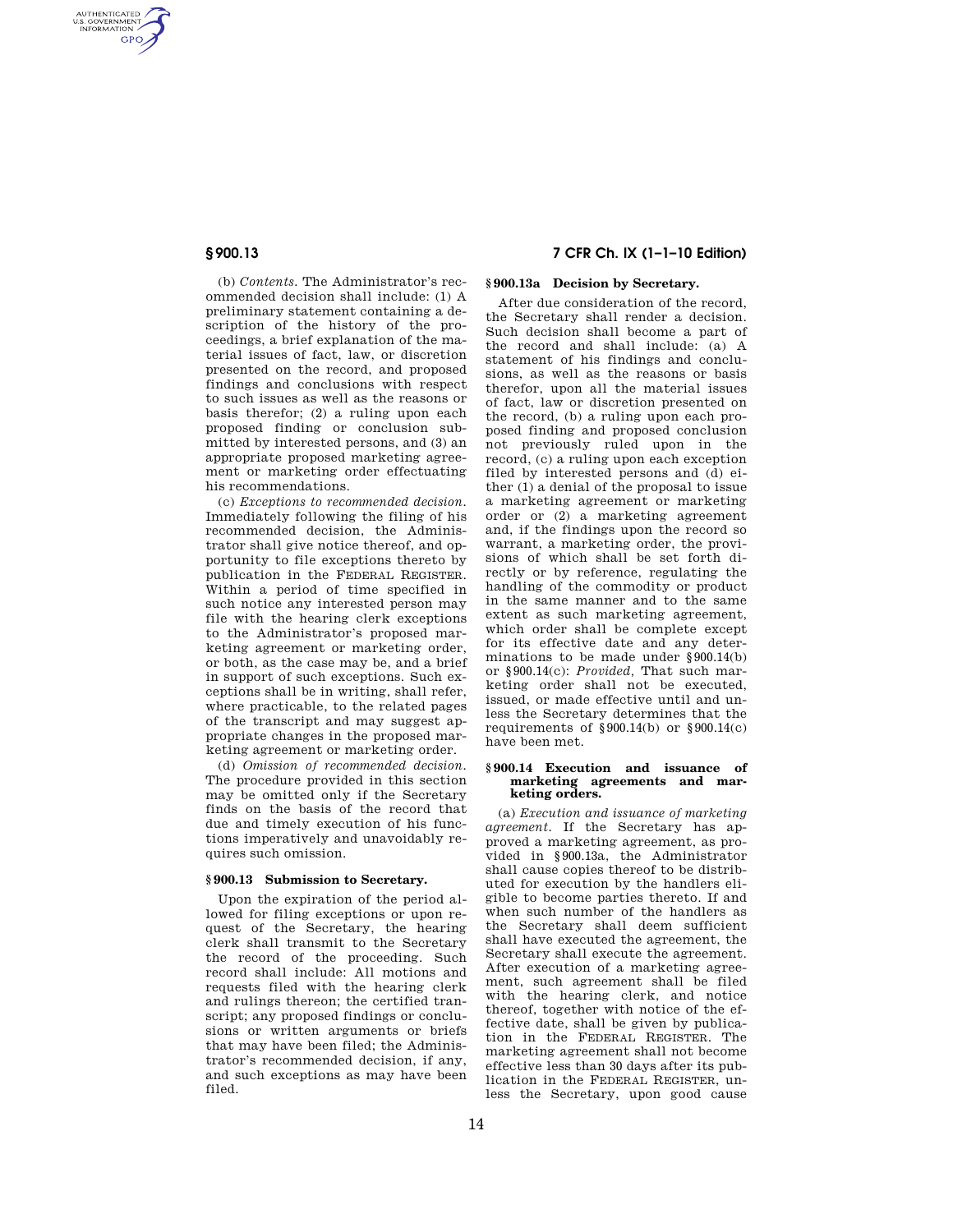(b) *Contents.* The Administrator's recommended decision shall include: (1) A preliminary statement containing a description of the history of the proceedings, a brief explanation of the material issues of fact, law, or discretion presented on the record, and proposed findings and conclusions with respect to such issues as well as the reasons or basis therefor; (2) a ruling upon each proposed finding or conclusion submitted by interested persons, and (3) an appropriate proposed marketing agreement or marketing order effectuating his recommendations.

(c) *Exceptions to recommended decision.* Immediately following the filing of his recommended decision, the Administrator shall give notice thereof, and opportunity to file exceptions thereto by publication in the FEDERAL REGISTER. Within a period of time specified in such notice any interested person may file with the hearing clerk exceptions to the Administrator's proposed marketing agreement or marketing order, or both, as the case may be, and a brief in support of such exceptions. Such exceptions shall be in writing, shall refer, where practicable, to the related pages of the transcript and may suggest appropriate changes in the proposed marketing agreement or marketing order.

(d) *Omission of recommended decision.* The procedure provided in this section may be omitted only if the Secretary finds on the basis of the record that due and timely execution of his functions imperatively and unavoidably requires such omission.

### § 900.13 Submission to Secretary.

Upon the expiration of the period allowed for filing exceptions or upon request of the Secretary, the hearing clerk shall transmit to the Secretary the record of the proceeding. Such record shall include: All motions and requests filed with the hearing clerk and rulings thereon; the certified transcript; any proposed findings or conclusions or written arguments or briefs that may have been filed; the Administrator's recommended decision, if any, and such exceptions as may have been filed.

### § 900.13a Decision by Secretary.

After due consideration of the record, the Secretary shall render a decision. Such decision shall become a part of the record and shall include: (a) A statement of his findings and conclusions, as well as the reasons or basis therefor, upon all the material issues of fact, law or discretion presented on the record, (b) a ruling upon each proposed finding and proposed conclusion not previously ruled upon in the record, (c) a ruling upon each exception filed by interested persons and (d) either (1) a denial of the proposal to issue a marketing agreement or marketing order or (2) a marketing agreement and, if the findings upon the record so warrant, a marketing order, the provisions of which shall be set forth directly or by reference, regulating the handling of the commodity or product in the same manner and to the same extent as such marketing agreement, which order shall be complete except for its effective date and any determinations to be made under § 900.14(b) or § 900.14(c): *Provided*, That such marketing order shall not be executed, issued, or made effective until and unless the Secretary determines that the requirements of § 900.14(b) or § 900.14(c) have been met.

### § 900.14 Execution and issuance of marketing agreements and marketing orders.

(a) *Execution and issuance of marketing agreement.* If the Secretary has approved a marketing agreement, as provided in § 900.13a, the Administrator shall cause copies thereof to be distributed for execution by the handlers eligible to become parties thereto. If and when such number of the handlers as the Secretary shall deem sufficient shall have executed the agreement, the Secretary shall execute the agreement. After execution of a marketing agreement, such agreement shall be filed with the hearing clerk, and notice thereof, together with notice of the effective date, shall be given by publication in the FEDERAL REGISTER. The marketing agreement shall not become effective less than 30 days after its publication in the FEDERAL REGISTER, unless the Secretary, upon good cause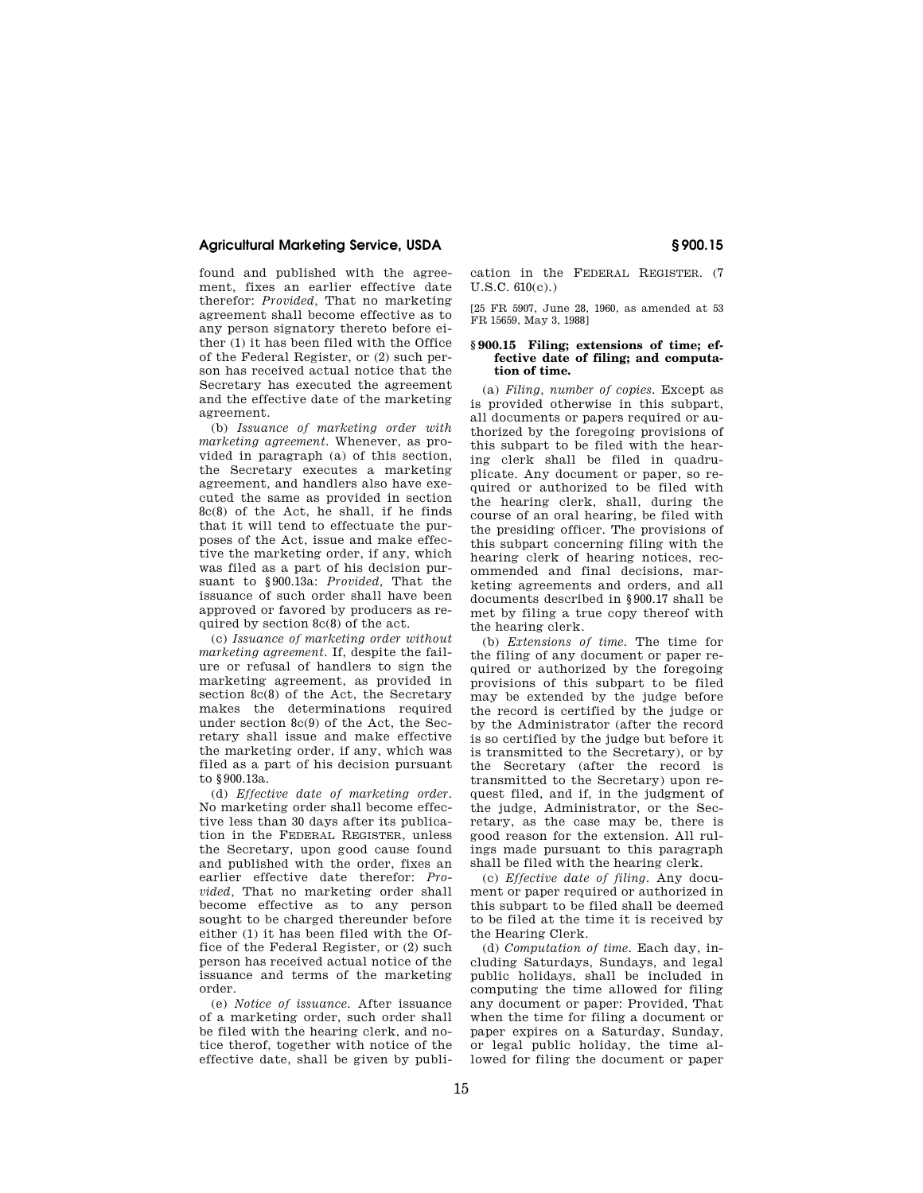found and published with the agreement, fixes an earlier effective date therefor: *Provided,* That no marketing agreement shall become effective as to any person signatory thereto before either (1) it has been filed with the Office of the Federal Register, or (2) such person has received actual notice that the Secretary has executed the agreement and the effective date of the marketing agreement.

(b) *Issuance of marketing order with marketing agreement.* Whenever, as provided in paragraph (a) of this section, the Secretary executes a marketing agreement, and handlers also have executed the same as provided in section 8c(8) of the Act, he shall, if he finds that it will tend to effectuate the purposes of the Act, issue and make effective the marketing order, if any, which was filed as a part of his decision pursuant to §900.13a: *Provided,* That the issuance of such order shall have been approved or favored by producers as required by section 8c(8) of the act.

(c) *Issuance of marketing order without marketing agreement.* If, despite the failure or refusal of handlers to sign the marketing agreement, as provided in section 8c(8) of the Act, the Secretary makes the determinations required under section 8c(9) of the Act, the Secretary shall issue and make effective the marketing order, if any, which was filed as a part of his decision pursuant to §900.13a.

(d) *Effective date of marketing order.* No marketing order shall become effective less than 30 days after its publication in the FEDERAL REGISTER, unless the Secretary, upon good cause found and published with the order, fixes an earlier effective date therefor: *Provided,* That no marketing order shall become effective as to any person sought to be charged thereunder before either (1) it has been filed with the Office of the Federal Register, or (2) such person has received actual notice of the issuance and terms of the marketing order.

(e) *Notice of issuance.* After issuance of a marketing order, such order shall be filed with the hearing clerk, and notice therof, together with notice of the effective date, shall be given by publication in the FEDERAL REGISTER. (7 U.S.C. 610(c).)

[25 FR 5907, June 28, 1960, as amended at 53 FR 15659, May 3, 1988]

### §900.15 Filing; extensions of time; effective date of filing; and computation of time.

(a) *Filing, number of copies.* Except as is provided otherwise in this subpart, all documents or papers required or authorized by the foregoing provisions of this subpart to be filed with the hearing clerk shall be filed in quadruplicate. Any document or paper, so required or authorized to be filed with the hearing clerk, shall, during the course of an oral hearing, be filed with the presiding officer. The provisions of this subpart concerning filing with the hearing clerk of hearing notices, recommended and final decisions, marketing agreements and orders, and all documents described in §900.17 shall be met by filing a true copy thereof with the hearing clerk.

(b) *Extensions of time.* The time for the filing of any document or paper required or authorized by the foregoing provisions of this subpart to be filed may be extended by the judge before the record is certified by the judge or by the Administrator (after the record is so certified by the judge but before it is transmitted to the Secretary), or by the Secretary (after the record is transmitted to the Secretary) upon request filed, and if, in the judgment of the judge, Administrator, or the Secretary, as the case may be, there is good reason for the extension. All rulings made pursuant to this paragraph shall be filed with the hearing clerk.

(c) *Effective date of filing.* Any document or paper required or authorized in this subpart to be filed shall be deemed to be filed at the time it is received by the Hearing Clerk.

(d) *Computation of time.* Each day, including Saturdays, Sundays, and legal public holidays, shall be included in computing the time allowed for filing any document or paper: Provided, That when the time for filing a document or paper expires on a Saturday, Sunday, or legal public holiday, the time allowed for filing the document or paper